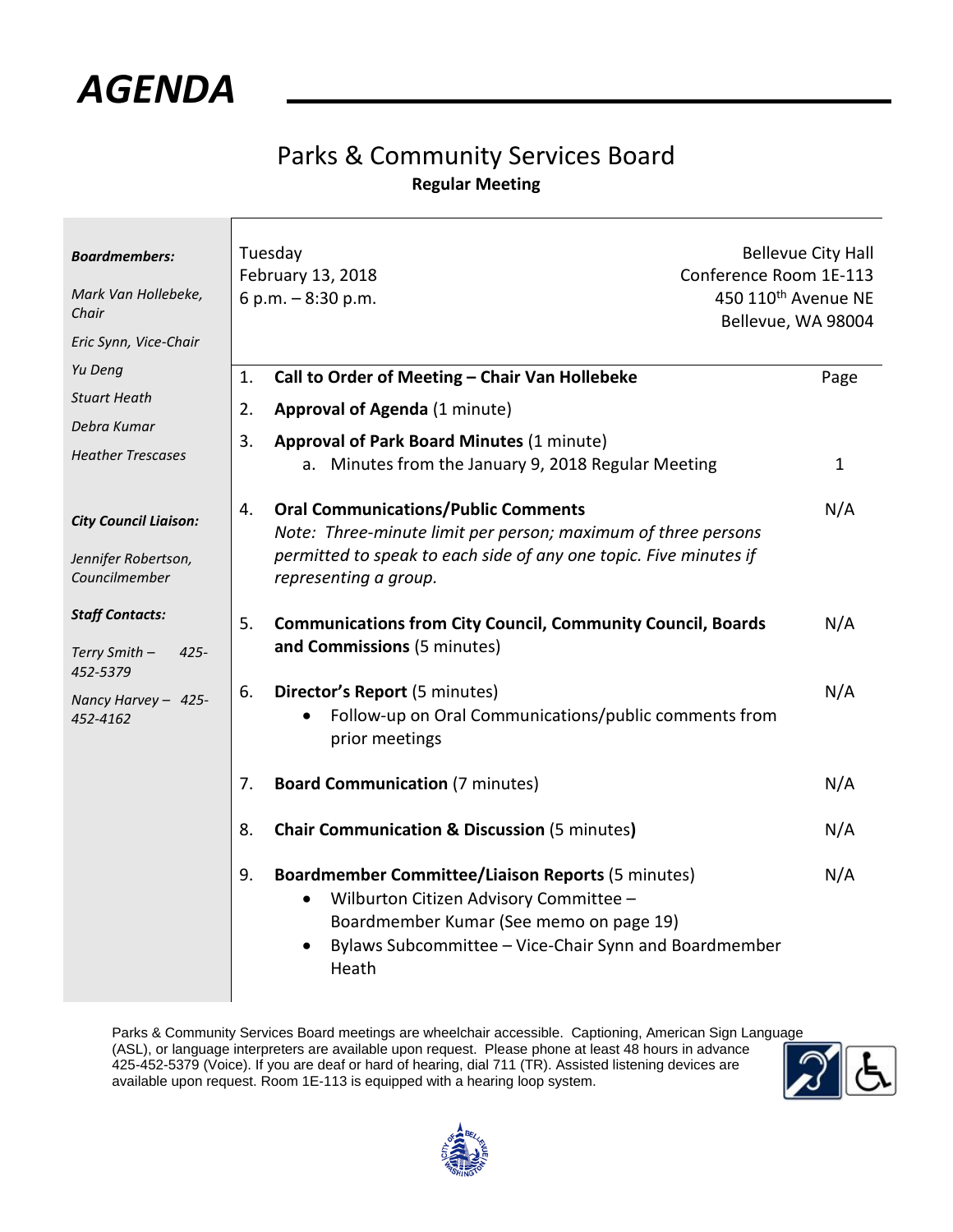# AGENDA

## Parks & Community Services Board

**Regular Meeting**

***Boardmembers:***

*Mark Van Hollebeke, Chair*

*Eric Synn, Vice-Chair*

*Yu Deng*

*Stuart Heath*

*Debra Kumar*

*Heather Trescases*

***City Council Liaison:***

*Jennifer Robertson, Councilmember*

***Staff Contacts:***

*Terry Smith – 425-452-5379*

*Nancy Harvey – 425-452-4162*

Tuesday
February 13, 2018
6 p.m. – 8:30 p.m.

Bellevue City Hall
Conference Room 1E-113
450 110th Avenue NE
Bellevue, WA 98004

| | | Page |
|---|---|---|
| 1. | **Call to Order of Meeting – Chair Van Hollebeke** | |
| 2. | **Approval of Agenda** (1 minute) | |
| 3. | **Approval of Park Board Minutes** (1 minute)<br>a. Minutes from the January 9, 2018 Regular Meeting | 1 |
| 4. | **Oral Communications/Public Comments**<br>*Note: Three-minute limit per person; maximum of three persons permitted to speak to each side of any one topic. Five minutes if representing a group.* | N/A |
| 5. | **Communications from City Council, Community Council, Boards and Commissions** (5 minutes) | N/A |
| 6. | **Director's Report** (5 minutes)<br>• Follow-up on Oral Communications/public comments from prior meetings | N/A |
| 7. | **Board Communication** (7 minutes) | N/A |
| 8. | **Chair Communication & Discussion** (5 minutes**)** | N/A |
| 9. | **Boardmember Committee/Liaison Reports** (5 minutes)<br>• Wilburton Citizen Advisory Committee – Boardmember Kumar (See memo on page 19)<br>• Bylaws Subcommittee – Vice-Chair Synn and Boardmember Heath | N/A |

Parks & Community Services Board meetings are wheelchair accessible. Captioning, American Sign Language (ASL), or language interpreters are available upon request. Please phone at least 48 hours in advance 425-452-5379 (Voice). If you are deaf or hard of hearing, dial 711 (TR). Assisted listening devices are available upon request. Room 1E-113 is equipped with a hearing loop system.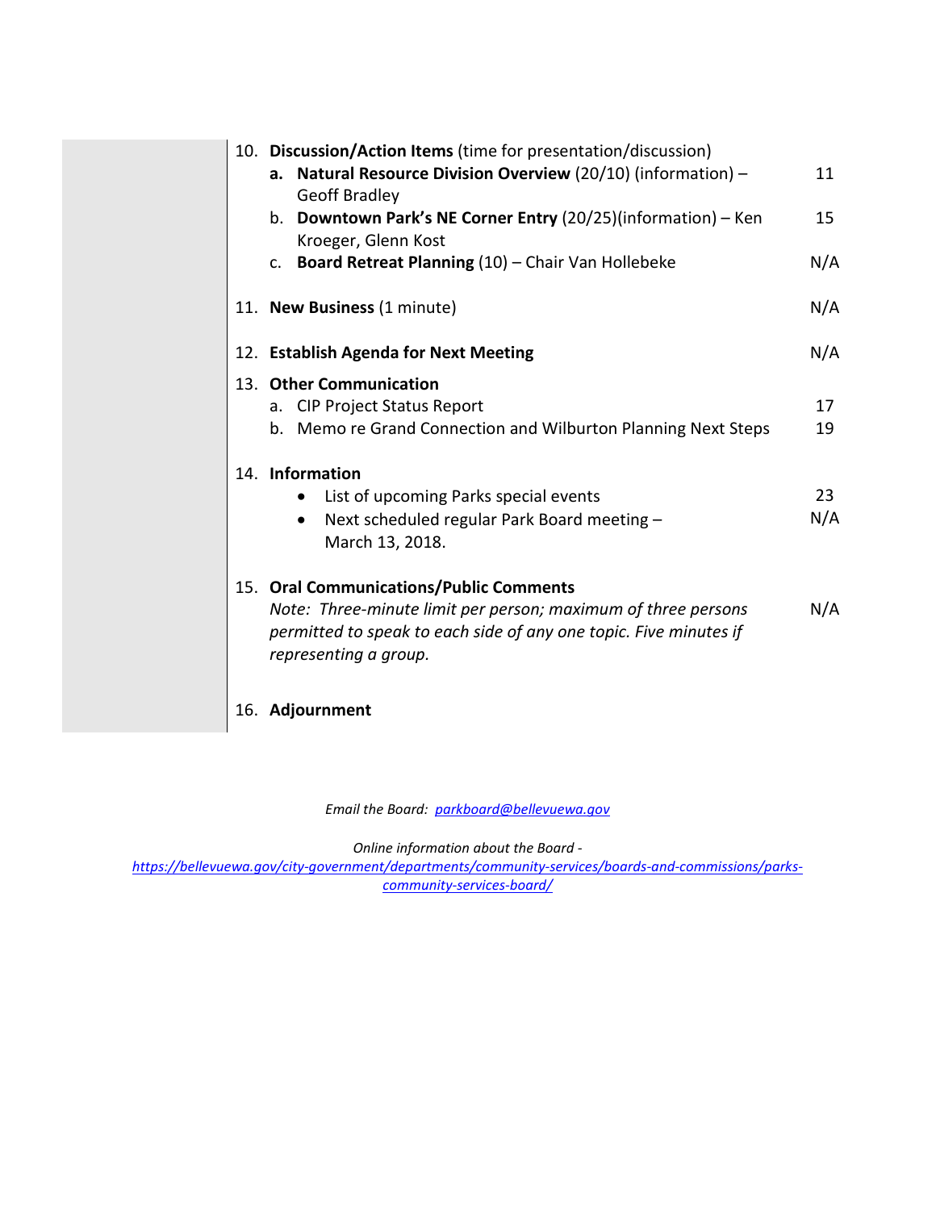10. **Discussion/Action Items** (time for presentation/discussion)
    a. **Natural Resource Division Overview** (20/10) (information) – Geoff Bradley — 11
    b. **Downtown Park's NE Corner Entry** (20/25)(information) – Ken Kroeger, Glenn Kost — 15
    c. **Board Retreat Planning** (10) – Chair Van Hollebeke — N/A

11. **New Business** (1 minute) — N/A

12. **Establish Agenda for Next Meeting** — N/A

13. **Other Communication**
    a. CIP Project Status Report — 17
    b. Memo re Grand Connection and Wilburton Planning Next Steps — 19

14. **Information**
    - List of upcoming Parks special events — 23
    - Next scheduled regular Park Board meeting – March 13, 2018. — N/A

15. **Oral Communications/Public Comments**
    *Note: Three-minute limit per person; maximum of three persons permitted to speak to each side of any one topic. Five minutes if representing a group.* — N/A

16. **Adjournment**

*Email the Board: [parkboard@bellevuewa.gov](mailto:parkboard@bellevuewa.gov)*

*Online information about the Board - [https://bellevuewa.gov/city-government/departments/community-services/boards-and-commissions/parks-community-services-board/](https://bellevuewa.gov/city-government/departments/community-services/boards-and-commissions/parks-community-services-board/)*